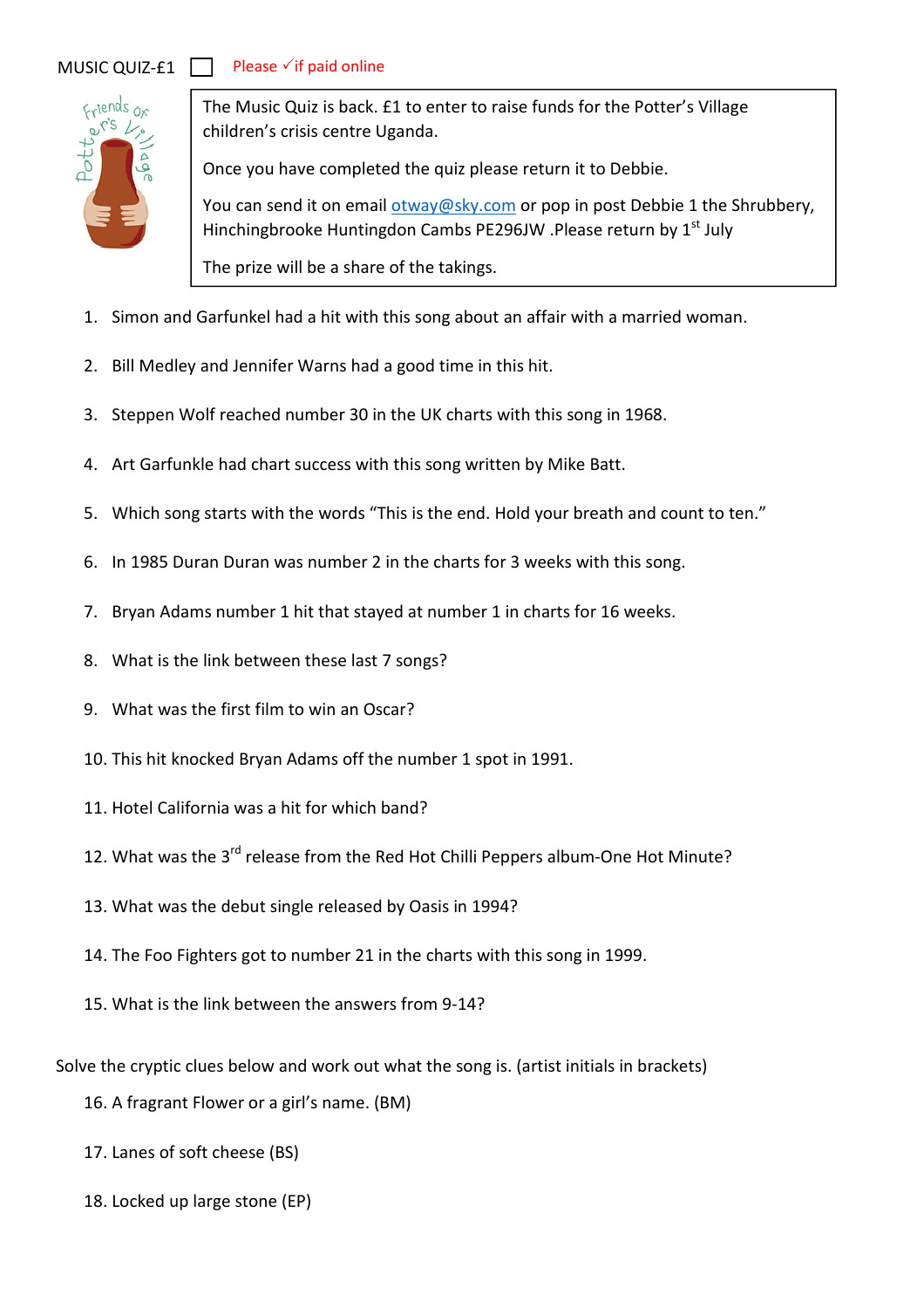MUSIC QUIZ-£1 ☐ Please ✓if paid online

The Music Quiz is back. £1 to enter to raise funds for the Potter's Village children's crisis centre Uganda.

Once you have completed the quiz please return it to Debbie.

You can send it on email otway@sky.com or pop in post Debbie 1 the Shrubbery, Hinchingbrooke Huntingdon Cambs PE296JW .Please return by 1st July

The prize will be a share of the takings.

1. Simon and Garfunkel had a hit with this song about an affair with a married woman.
2. Bill Medley and Jennifer Warns had a good time in this hit.
3. Steppen Wolf reached number 30 in the UK charts with this song in 1968.
4. Art Garfunkle had chart success with this song written by Mike Batt.
5. Which song starts with the words "This is the end. Hold your breath and count to ten."
6. In 1985 Duran Duran was number 2 in the charts for 3 weeks with this song.
7. Bryan Adams number 1 hit that stayed at number 1 in charts for 16 weeks.
8. What is the link between these last 7 songs?
9. What was the first film to win an Oscar?
10. This hit knocked Bryan Adams off the number 1 spot in 1991.
11. Hotel California was a hit for which band?
12. What was the 3rd release from the Red Hot Chilli Peppers album-One Hot Minute?
13. What was the debut single released by Oasis in 1994?
14. The Foo Fighters got to number 21 in the charts with this song in 1999.
15. What is the link between the answers from 9-14?

Solve the cryptic clues below and work out what the song is. (artist initials in brackets)

16. A fragrant Flower or a girl's name. (BM)
17. Lanes of soft cheese (BS)
18. Locked up large stone (EP)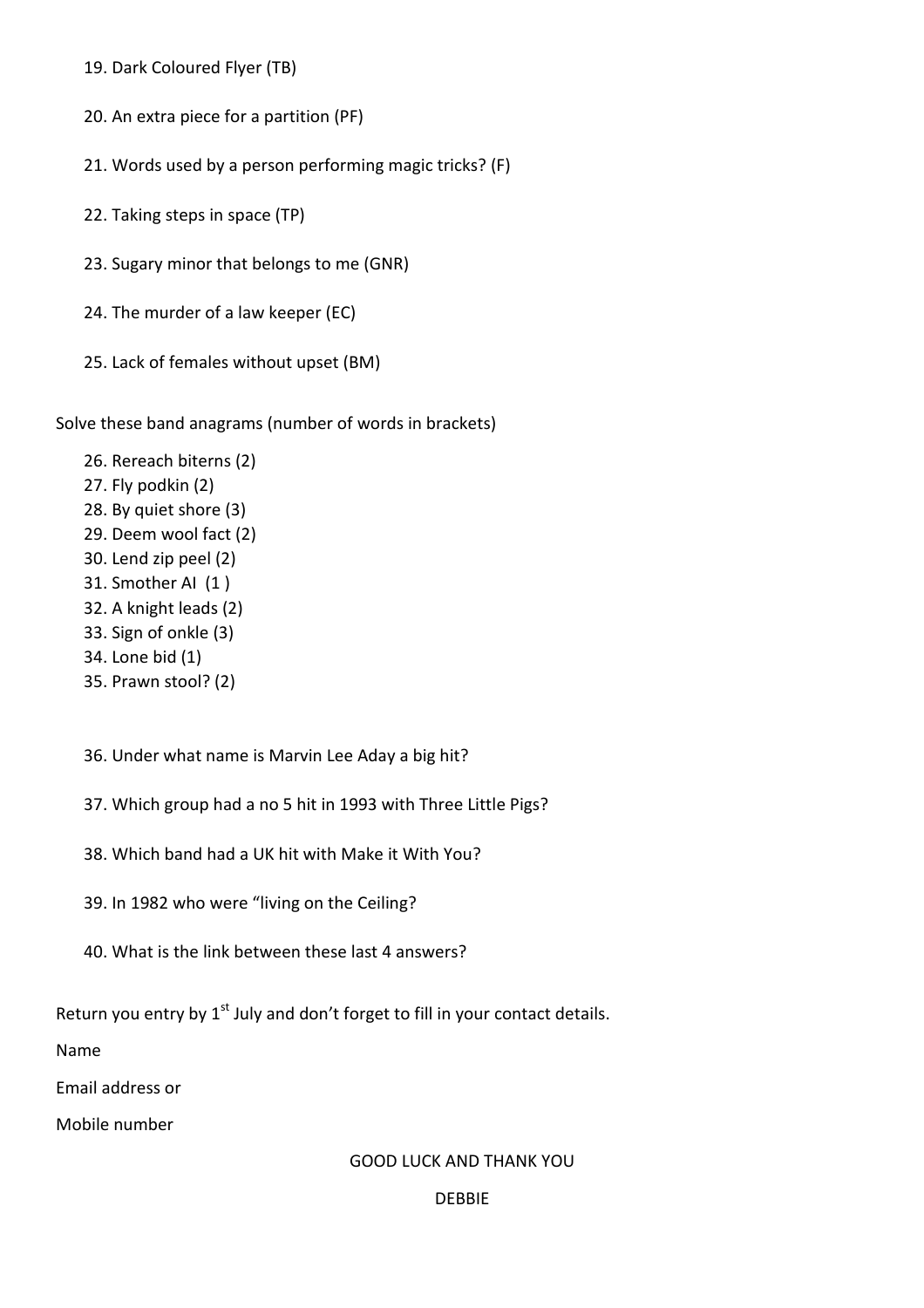19. Dark Coloured Flyer (TB)

20. An extra piece for a partition (PF)

21. Words used by a person performing magic tricks? (F)

22. Taking steps in space (TP)

23. Sugary minor that belongs to me (GNR)

24. The murder of a law keeper (EC)

25. Lack of females without upset (BM)

Solve these band anagrams (number of words in brackets)

26. Rereach biterns (2)
27. Fly podkin (2)
28. By quiet shore (3)
29. Deem wool fact (2)
30. Lend zip peel (2)
31. Smother AI (1 )
32. A knight leads (2)
33. Sign of onkle (3)
34. Lone bid (1)
35. Prawn stool? (2)

36. Under what name is Marvin Lee Aday a big hit?

37. Which group had a no 5 hit in 1993 with Three Little Pigs?

38. Which band had a UK hit with Make it With You?

39. In 1982 who were "living on the Ceiling?

40. What is the link between these last 4 answers?

Return you entry by 1st July and don't forget to fill in your contact details.

Name

Email address or

Mobile number

GOOD LUCK AND THANK YOU

DEBBIE